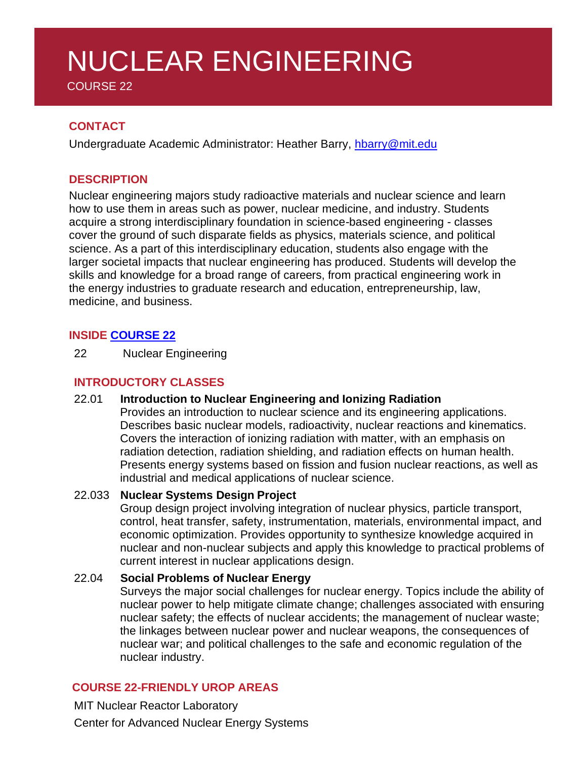# NUCLEAR ENGINEERING

COURSE 22

## CONTACT

Undergraduate Academic Administrator: Heather Barry, hbarry@mit.edu

## DESCRIPTION

Nuclear engineering majors study radioactive materials and nuclear science and learn how to use them in areas such as power, nuclear medicine, and industry. Students acquire a strong interdisciplinary foundation in science-based engineering - classes cover the ground of such disparate fields as physics, materials science, and political science. As a part of this interdisciplinary education, students also engage with the larger societal impacts that nuclear engineering has produced. Students will develop the skills and knowledge for a broad range of careers, from practical engineering work in the energy industries to graduate research and education, entrepreneurship, law, medicine, and business.

## INSIDE COURSE 22

22 Nuclear Engineering

## INTRODUCTORY CLASSES

22.01 **Introduction to Nuclear Engineering and Ionizing Radiation**
Provides an introduction to nuclear science and its engineering applications. Describes basic nuclear models, radioactivity, nuclear reactions and kinematics. Covers the interaction of ionizing radiation with matter, with an emphasis on radiation detection, radiation shielding, and radiation effects on human health. Presents energy systems based on fission and fusion nuclear reactions, as well as industrial and medical applications of nuclear science.

22.033 **Nuclear Systems Design Project**
Group design project involving integration of nuclear physics, particle transport, control, heat transfer, safety, instrumentation, materials, environmental impact, and economic optimization. Provides opportunity to synthesize knowledge acquired in nuclear and non-nuclear subjects and apply this knowledge to practical problems of current interest in nuclear applications design.

22.04 **Social Problems of Nuclear Energy**
Surveys the major social challenges for nuclear energy. Topics include the ability of nuclear power to help mitigate climate change; challenges associated with ensuring nuclear safety; the effects of nuclear accidents; the management of nuclear waste; the linkages between nuclear power and nuclear weapons, the consequences of nuclear war; and political challenges to the safe and economic regulation of the nuclear industry.

## COURSE 22-FRIENDLY UROP AREAS

MIT Nuclear Reactor Laboratory

Center for Advanced Nuclear Energy Systems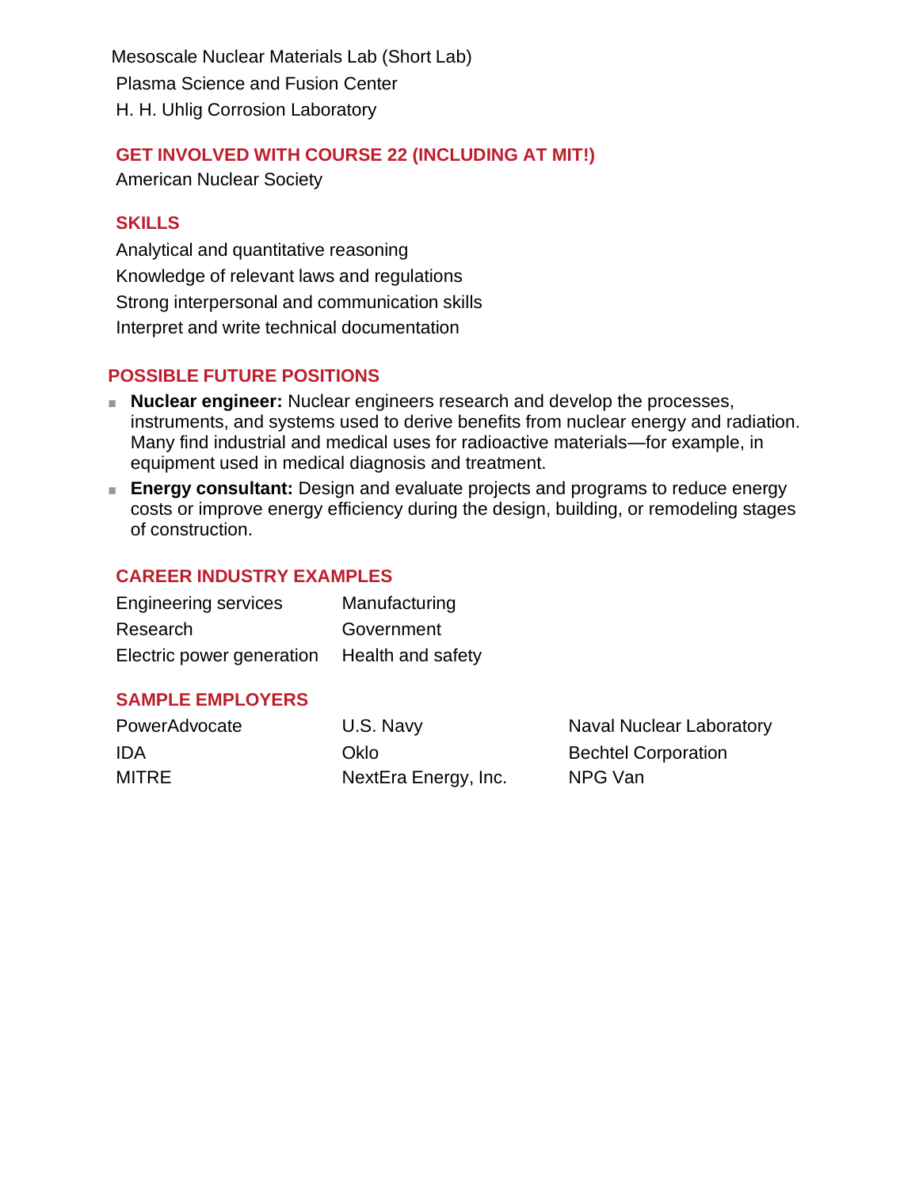Mesoscale Nuclear Materials Lab (Short Lab)
Plasma Science and Fusion Center
H. H. Uhlig Corrosion Laboratory

## GET INVOLVED WITH COURSE 22 (INCLUDING AT MIT!)

American Nuclear Society

## SKILLS

Analytical and quantitative reasoning
Knowledge of relevant laws and regulations
Strong interpersonal and communication skills
Interpret and write technical documentation

## POSSIBLE FUTURE POSITIONS

- **Nuclear engineer:** Nuclear engineers research and develop the processes, instruments, and systems used to derive benefits from nuclear energy and radiation. Many find industrial and medical uses for radioactive materials—for example, in equipment used in medical diagnosis and treatment.
- **Energy consultant:** Design and evaluate projects and programs to reduce energy costs or improve energy efficiency during the design, building, or remodeling stages of construction.

## CAREER INDUSTRY EXAMPLES

| | |
|---|---|
| Engineering services | Manufacturing |
| Research | Government |
| Electric power generation | Health and safety |

## SAMPLE EMPLOYERS

| | | |
|---|---|---|
| PowerAdvocate | U.S. Navy | Naval Nuclear Laboratory |
| IDA | Oklo | Bechtel Corporation |
| MITRE | NextEra Energy, Inc. | NPG Van |